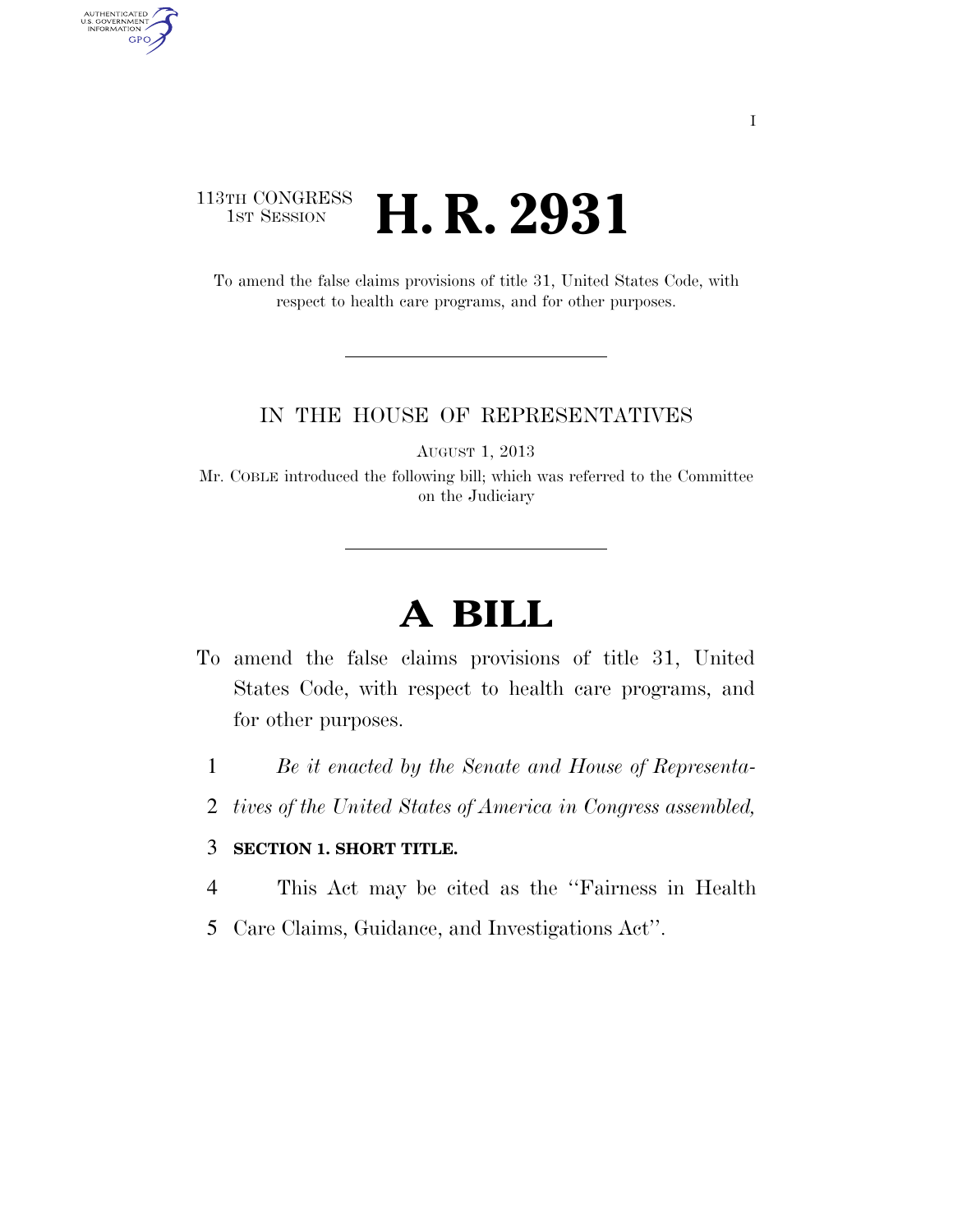113TH CONGRESS
1ST SESSION

# H. R. 2931

To amend the false claims provisions of title 31, United States Code, with respect to health care programs, and for other purposes.

---

IN THE HOUSE OF REPRESENTATIVES

AUGUST 1, 2013

Mr. COBLE introduced the following bill; which was referred to the Committee on the Judiciary

---

# A BILL

To amend the false claims provisions of title 31, United States Code, with respect to health care programs, and for other purposes.

1 *Be it enacted by the Senate and House of Representa-*
2 *tives of the United States of America in Congress assembled,*

3 **SECTION 1. SHORT TITLE.**

4 This Act may be cited as the ''Fairness in Health
5 Care Claims, Guidance, and Investigations Act''.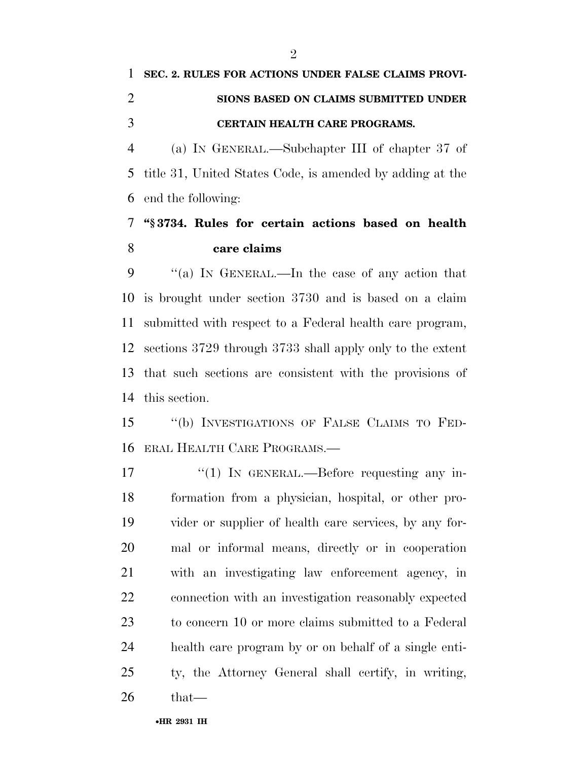**SEC. 2. RULES FOR ACTIONS UNDER FALSE CLAIMS PROVISIONS BASED ON CLAIMS SUBMITTED UNDER CERTAIN HEALTH CARE PROGRAMS.**

(a) IN GENERAL.—Subchapter III of chapter 37 of title 31, United States Code, is amended by adding at the end the following:

**"§ 3734. Rules for certain actions based on health care claims**

"(a) IN GENERAL.—In the case of any action that is brought under section 3730 and is based on a claim submitted with respect to a Federal health care program, sections 3729 through 3733 shall apply only to the extent that such sections are consistent with the provisions of this section.

"(b) INVESTIGATIONS OF FALSE CLAIMS TO FEDERAL HEALTH CARE PROGRAMS.—

"(1) IN GENERAL.—Before requesting any information from a physician, hospital, or other provider or supplier of health care services, by any formal or informal means, directly or in cooperation with an investigating law enforcement agency, in connection with an investigation reasonably expected to concern 10 or more claims submitted to a Federal health care program by or on behalf of a single entity, the Attorney General shall certify, in writing, that—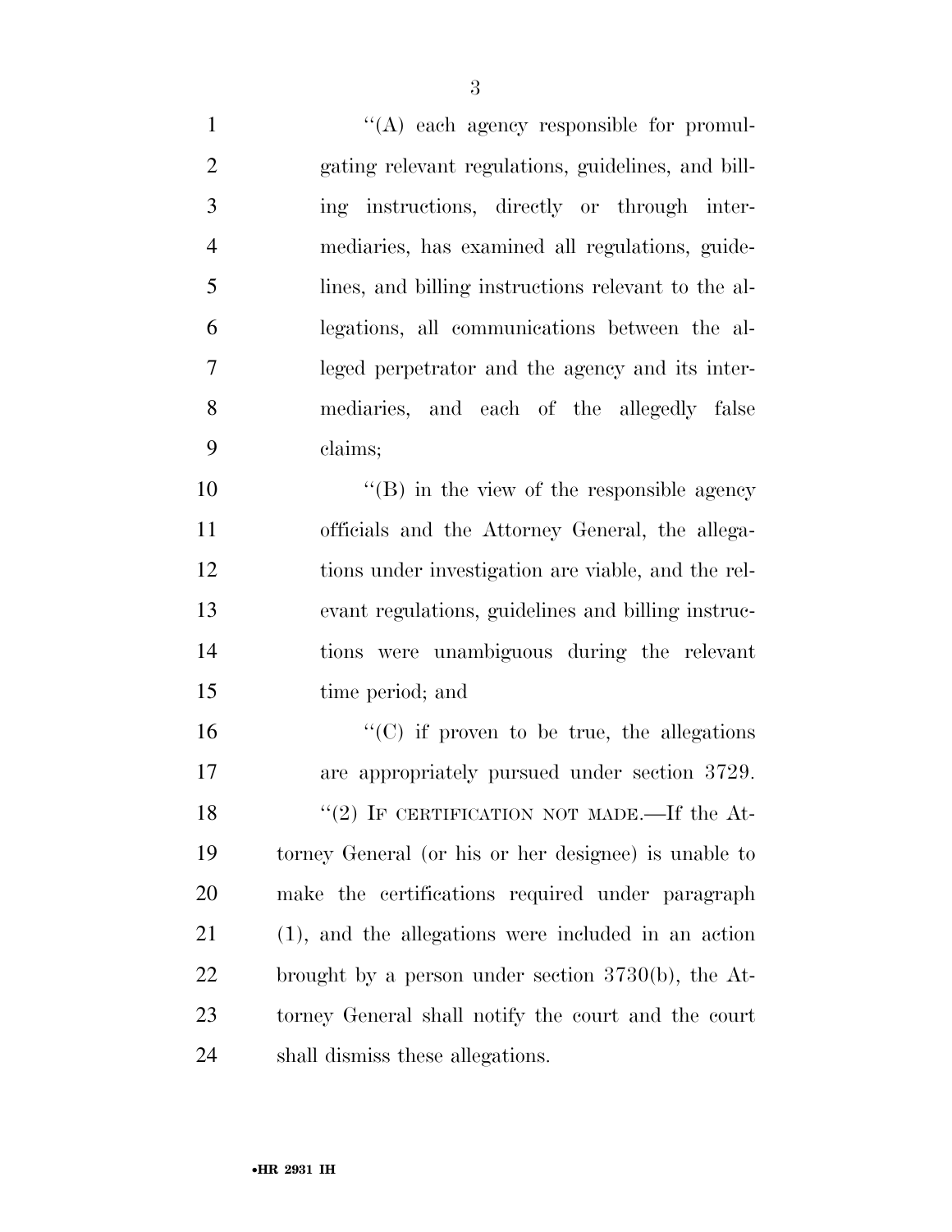"(A) each agency responsible for promulgating relevant regulations, guidelines, and billing instructions, directly or through intermediaries, has examined all regulations, guidelines, and billing instructions relevant to the allegations, all communications between the alleged perpetrator and the agency and its intermediaries, and each of the allegedly false claims;

"(B) in the view of the responsible agency officials and the Attorney General, the allegations under investigation are viable, and the relevant regulations, guidelines and billing instructions were unambiguous during the relevant time period; and

"(C) if proven to be true, the allegations are appropriately pursued under section 3729.

"(2) IF CERTIFICATION NOT MADE.—If the Attorney General (or his or her designee) is unable to make the certifications required under paragraph (1), and the allegations were included in an action brought by a person under section 3730(b), the Attorney General shall notify the court and the court shall dismiss these allegations.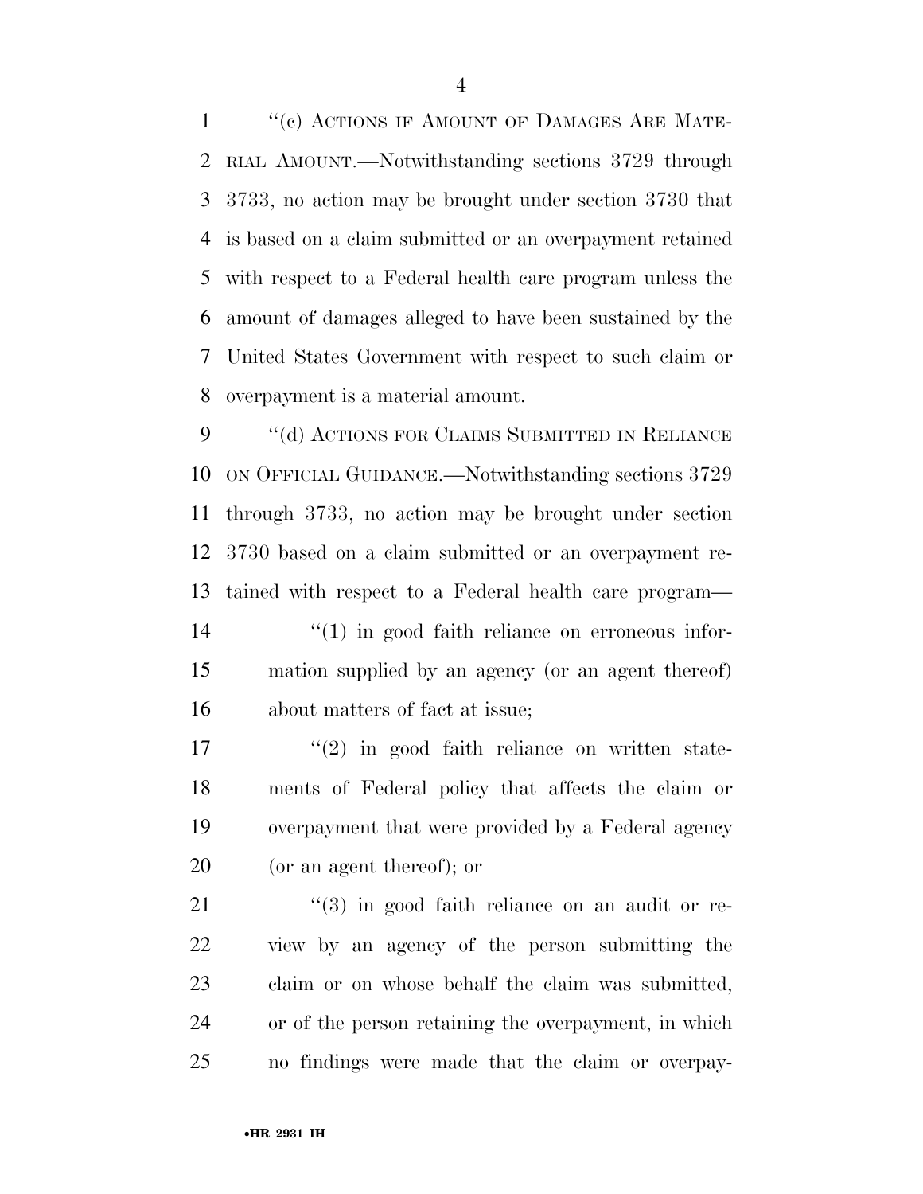"(c) ACTIONS IF AMOUNT OF DAMAGES ARE MATERIAL AMOUNT.—Notwithstanding sections 3729 through 3733, no action may be brought under section 3730 that is based on a claim submitted or an overpayment retained with respect to a Federal health care program unless the amount of damages alleged to have been sustained by the United States Government with respect to such claim or overpayment is a material amount.

"(d) ACTIONS FOR CLAIMS SUBMITTED IN RELIANCE ON OFFICIAL GUIDANCE.—Notwithstanding sections 3729 through 3733, no action may be brought under section 3730 based on a claim submitted or an overpayment retained with respect to a Federal health care program—

"(1) in good faith reliance on erroneous information supplied by an agency (or an agent thereof) about matters of fact at issue;

"(2) in good faith reliance on written statements of Federal policy that affects the claim or overpayment that were provided by a Federal agency (or an agent thereof); or

"(3) in good faith reliance on an audit or review by an agency of the person submitting the claim or on whose behalf the claim was submitted, or of the person retaining the overpayment, in which no findings were made that the claim or overpay-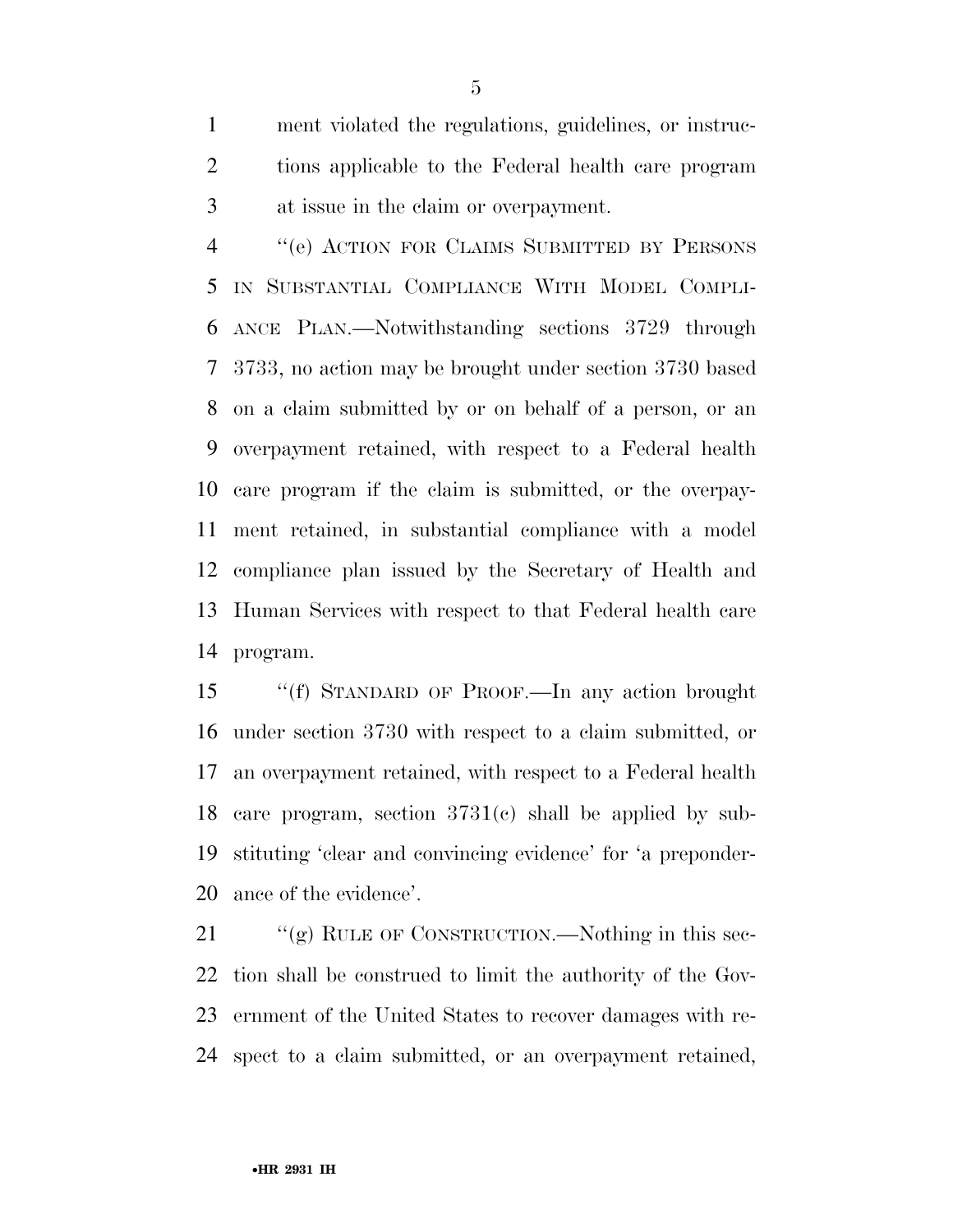ment violated the regulations, guidelines, or instructions applicable to the Federal health care program at issue in the claim or overpayment.

"(e) ACTION FOR CLAIMS SUBMITTED BY PERSONS IN SUBSTANTIAL COMPLIANCE WITH MODEL COMPLIANCE PLAN.—Notwithstanding sections 3729 through 3733, no action may be brought under section 3730 based on a claim submitted by or on behalf of a person, or an overpayment retained, with respect to a Federal health care program if the claim is submitted, or the overpayment retained, in substantial compliance with a model compliance plan issued by the Secretary of Health and Human Services with respect to that Federal health care program.

"(f) STANDARD OF PROOF.—In any action brought under section 3730 with respect to a claim submitted, or an overpayment retained, with respect to a Federal health care program, section 3731(c) shall be applied by substituting 'clear and convincing evidence' for 'a preponderance of the evidence'.

"(g) RULE OF CONSTRUCTION.—Nothing in this section shall be construed to limit the authority of the Government of the United States to recover damages with respect to a claim submitted, or an overpayment retained,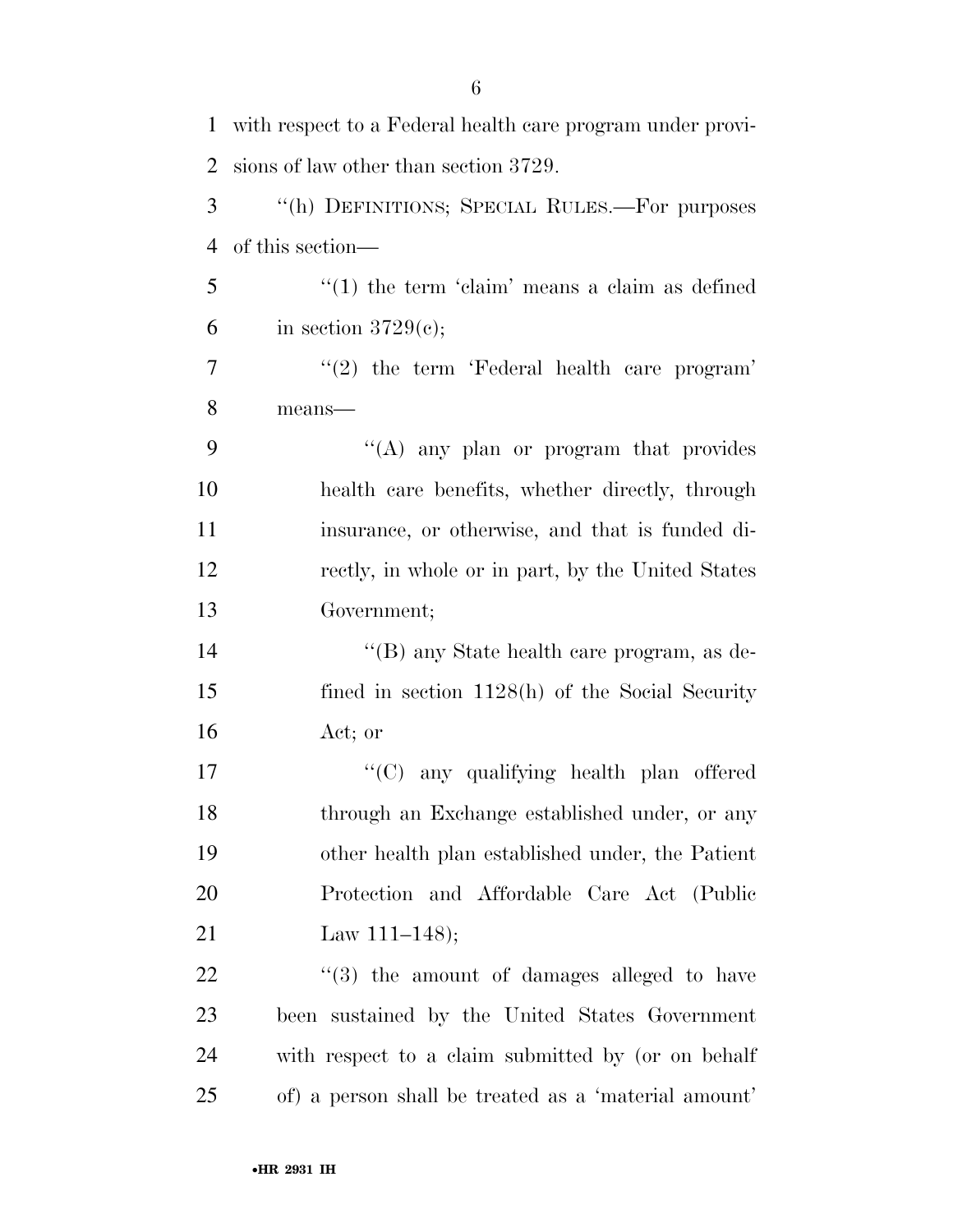with respect to a Federal health care program under provisions of law other than section 3729.

''(h) DEFINITIONS; SPECIAL RULES.—For purposes of this section—

''(1) the term 'claim' means a claim as defined in section 3729(c);

''(2) the term 'Federal health care program' means—

''(A) any plan or program that provides health care benefits, whether directly, through insurance, or otherwise, and that is funded directly, in whole or in part, by the United States Government;

''(B) any State health care program, as defined in section 1128(h) of the Social Security Act; or

''(C) any qualifying health plan offered through an Exchange established under, or any other health plan established under, the Patient Protection and Affordable Care Act (Public Law 111–148);

''(3) the amount of damages alleged to have been sustained by the United States Government with respect to a claim submitted by (or on behalf of) a person shall be treated as a 'material amount'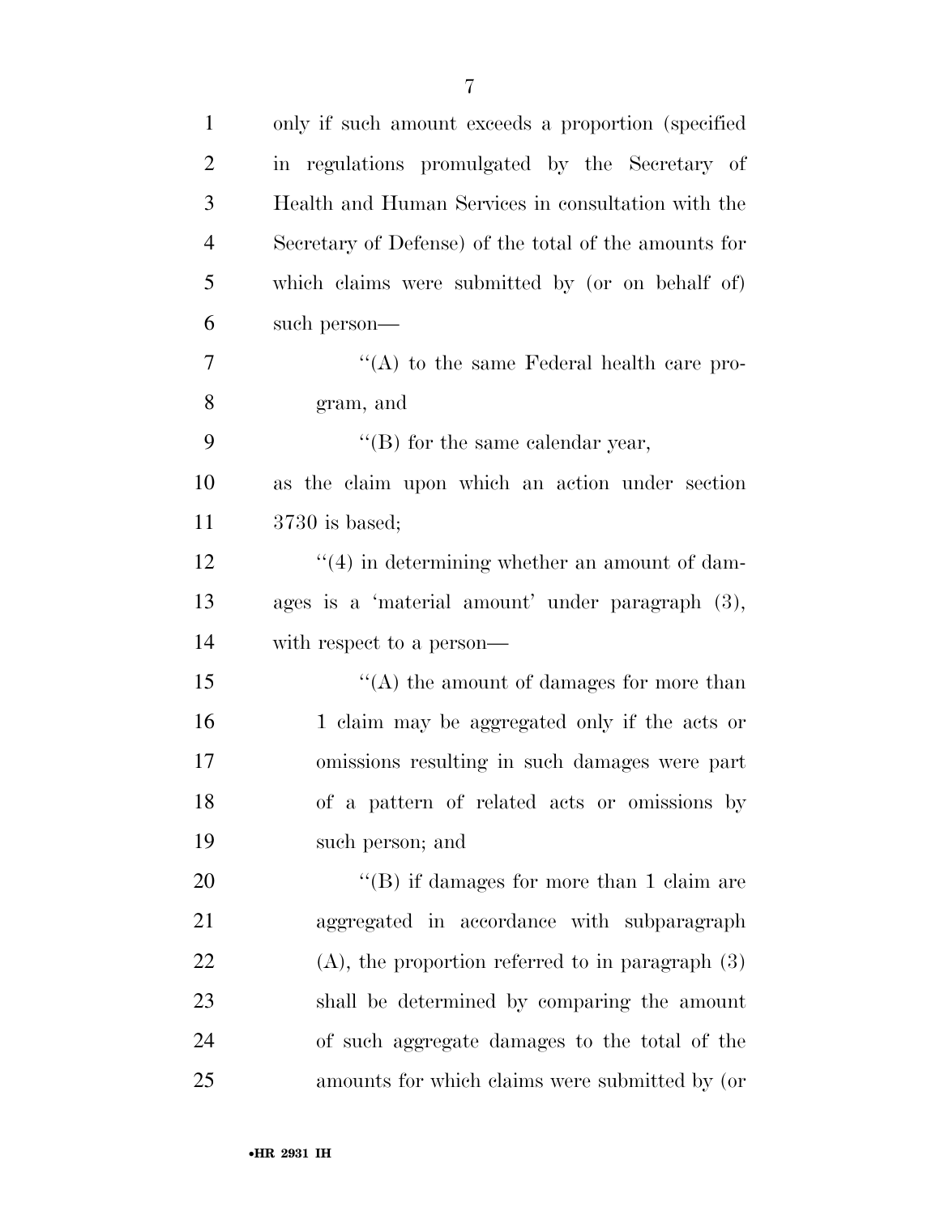only if such amount exceeds a proportion (specified in regulations promulgated by the Secretary of Health and Human Services in consultation with the Secretary of Defense) of the total of the amounts for which claims were submitted by (or on behalf of) such person—

''(A) to the same Federal health care program, and

''(B) for the same calendar year,

as the claim upon which an action under section 3730 is based;

''(4) in determining whether an amount of damages is a 'material amount' under paragraph (3), with respect to a person—

''(A) the amount of damages for more than 1 claim may be aggregated only if the acts or omissions resulting in such damages were part of a pattern of related acts or omissions by such person; and

''(B) if damages for more than 1 claim are aggregated in accordance with subparagraph (A), the proportion referred to in paragraph (3) shall be determined by comparing the amount of such aggregate damages to the total of the amounts for which claims were submitted by (or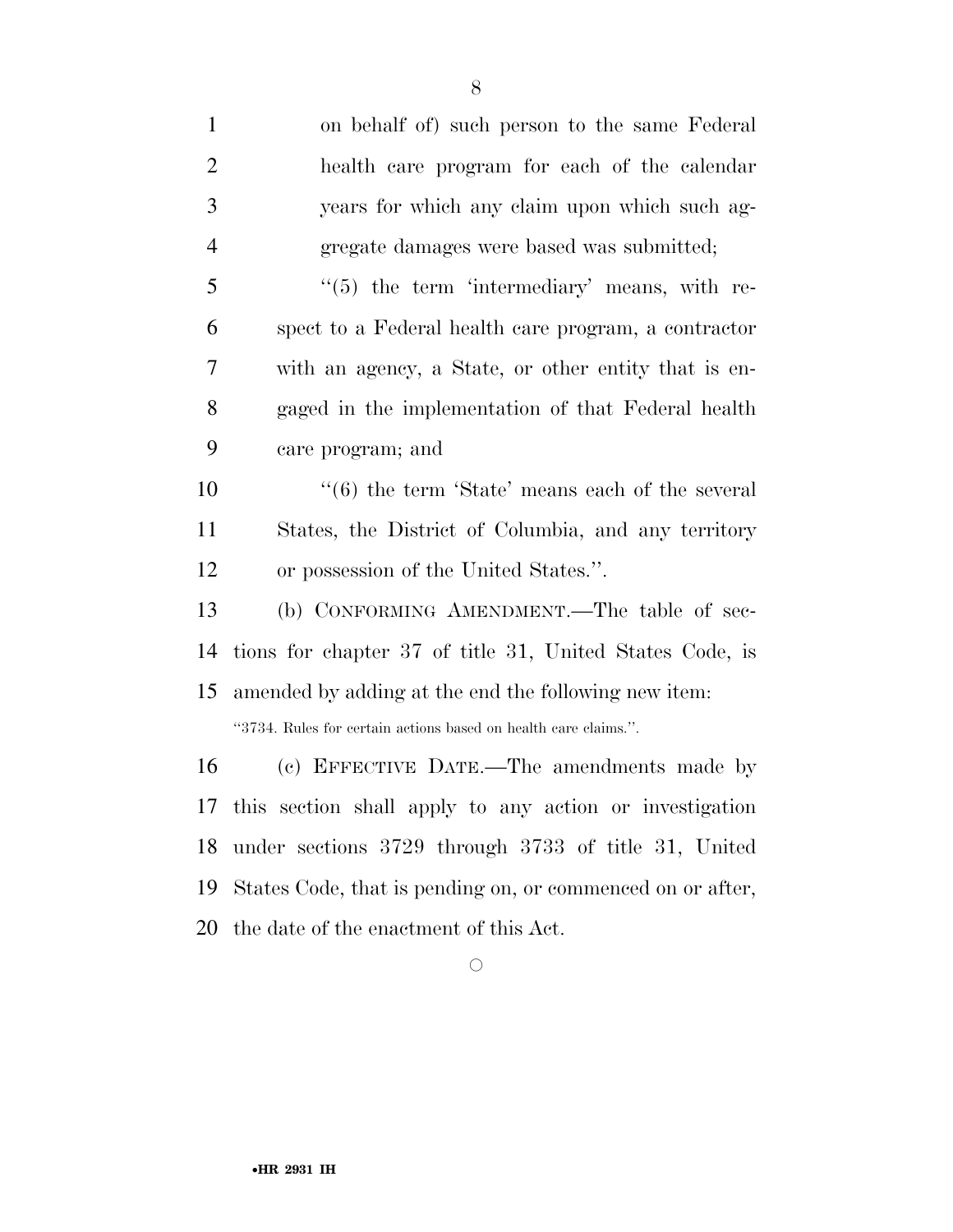on behalf of) such person to the same Federal health care program for each of the calendar years for which any claim upon which such aggregate damages were based was submitted;

"(5) the term 'intermediary' means, with respect to a Federal health care program, a contractor with an agency, a State, or other entity that is engaged in the implementation of that Federal health care program; and

"(6) the term 'State' means each of the several States, the District of Columbia, and any territory or possession of the United States.".

(b) CONFORMING AMENDMENT.—The table of sections for chapter 37 of title 31, United States Code, is amended by adding at the end the following new item:

"3734. Rules for certain actions based on health care claims.".

(c) EFFECTIVE DATE.—The amendments made by this section shall apply to any action or investigation under sections 3729 through 3733 of title 31, United States Code, that is pending on, or commenced on or after, the date of the enactment of this Act.

○